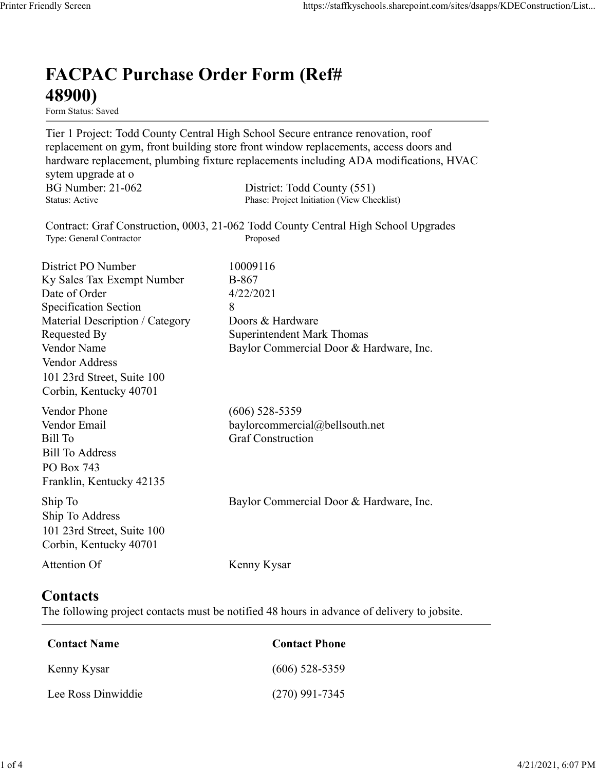# FACPAC Purchase Order Form (Ref# 48900)

Form Status: Saved

Tier 1 Project: Todd County Central High School Secure entrance renovation, roof replacement on gym, front building store front window replacements, access doors and hardware replacement, plumbing fixture replacements including ADA modifications, HVAC sytem upgrade at o

BG Number: 21-062 | District: Todd County (551)
Status: Active | Phase: Project Initiation (View Checklist)

Contract: Graf Construction, 0003, 21-062 Todd County Central High School Upgrades
Type: General Contractor | Proposed

| | |
|---|---|
| District PO Number | 10009116 |
| Ky Sales Tax Exempt Number | B-867 |
| Date of Order | 4/22/2021 |
| Specification Section | 8 |
| Material Description / Category | Doors & Hardware |
| Requested By | Superintendent Mark Thomas |
| Vendor Name | Baylor Commercial Door & Hardware, Inc. |
| Vendor Address | 101 23rd Street, Suite 100<br>Corbin, Kentucky 40701 |
| Vendor Phone | (606) 528-5359 |
| Vendor Email | baylorcommercial@bellsouth.net |
| Bill To | Graf Construction |
| Bill To Address | PO Box 743<br>Franklin, Kentucky 42135 |
| Ship To | Baylor Commercial Door & Hardware, Inc. |
| Ship To Address | 101 23rd Street, Suite 100<br>Corbin, Kentucky 40701 |
| Attention Of | Kenny Kysar |

## Contacts

The following project contacts must be notified 48 hours in advance of delivery to jobsite.

| Contact Name | Contact Phone |
|---|---|
| Kenny Kysar | (606) 528-5359 |
| Lee Ross Dinwiddie | (270) 991-7345 |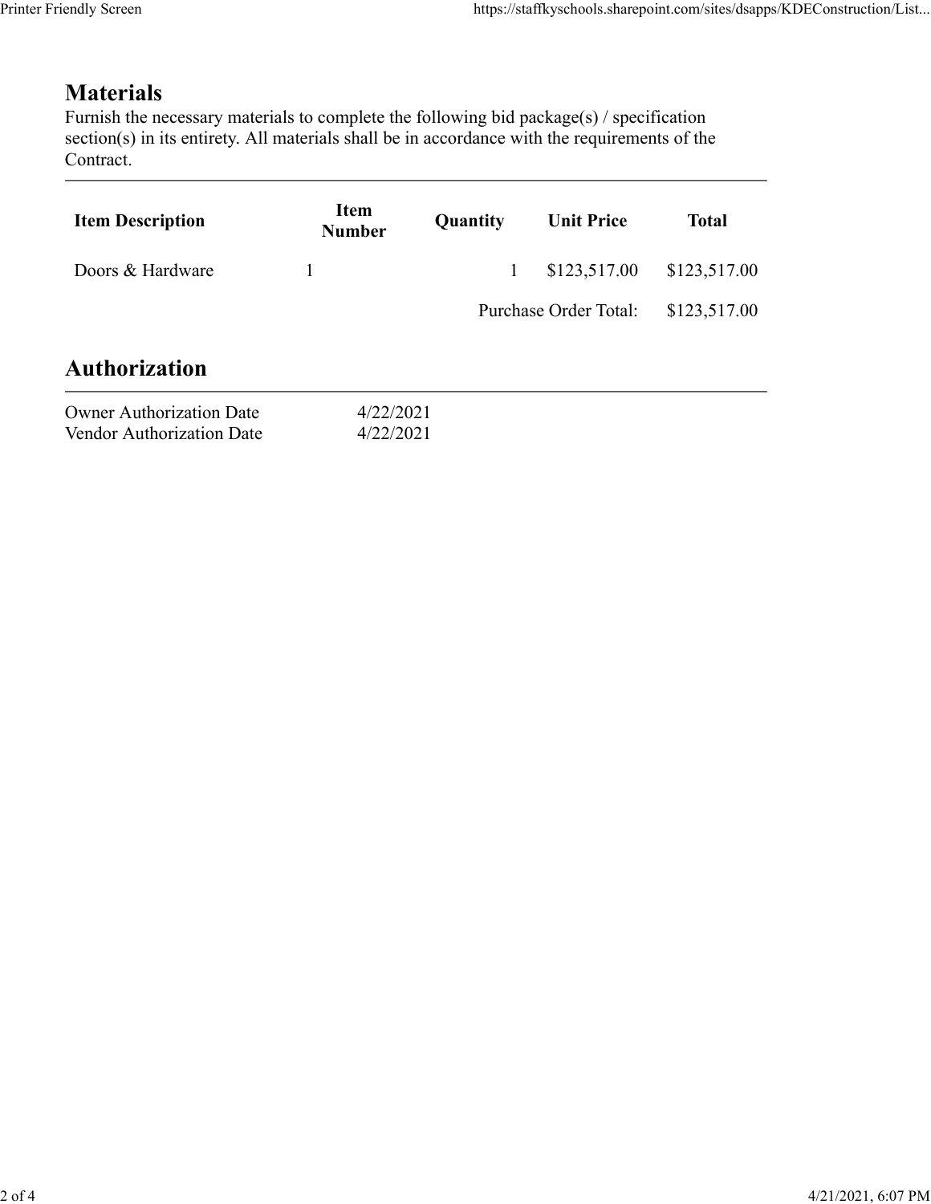## Materials

Furnish the necessary materials to complete the following bid package(s) / specification section(s) in its entirety. All materials shall be in accordance with the requirements of the Contract.

| Item Description | Item Number | Quantity | Unit Price | Total |
|---|---|---|---|---|
| Doors & Hardware | 1 | 1 | $123,517.00 | $123,517.00 |
| | | | Purchase Order Total: | $123,517.00 |

## Authorization

| | |
|---|---|
| Owner Authorization Date | 4/22/2021 |
| Vendor Authorization Date | 4/22/2021 |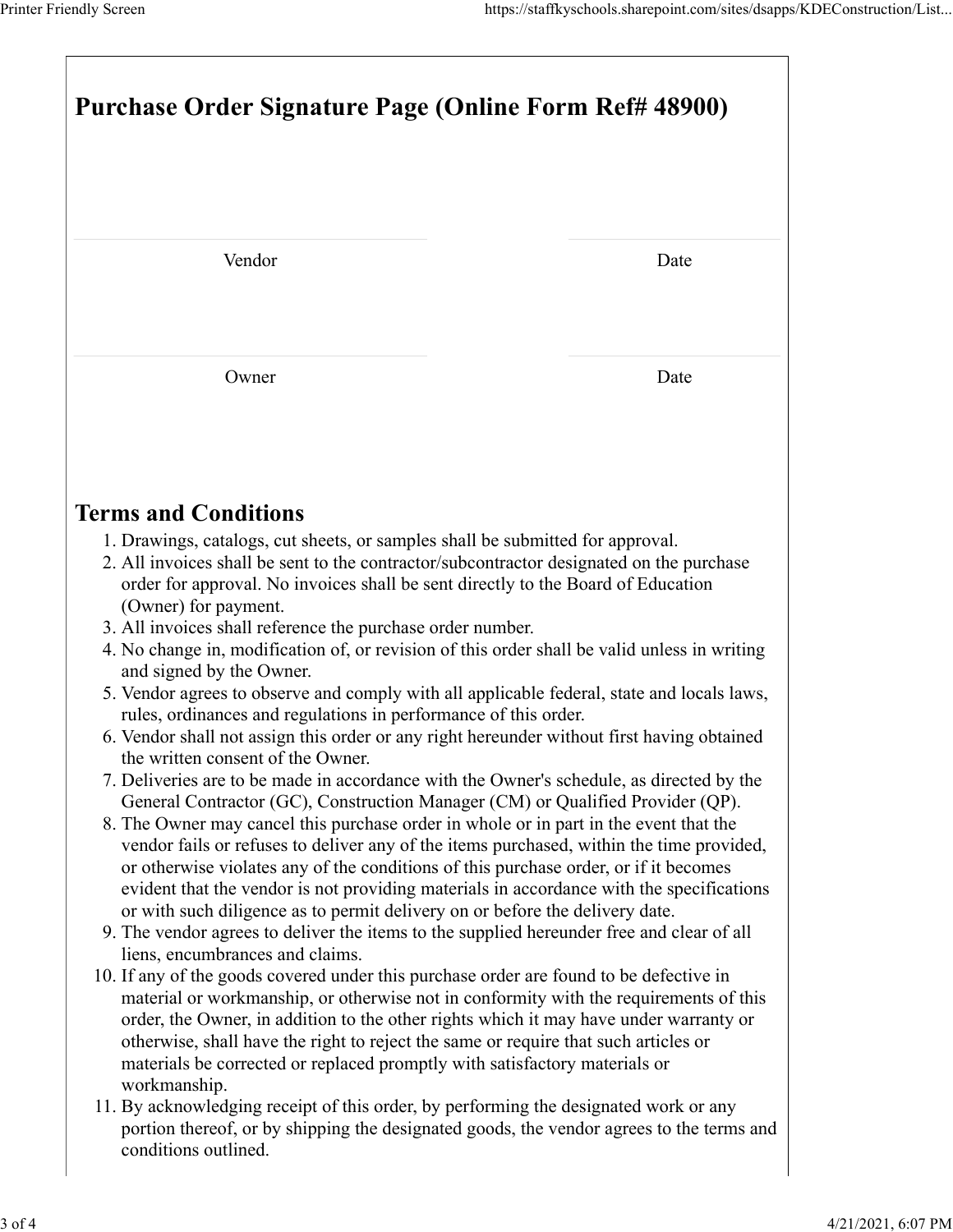# Purchase Order Signature Page (Online Form Ref# 48900)

| Vendor | Date |
|---|---|
| Owner | Date |

## Terms and Conditions

1. Drawings, catalogs, cut sheets, or samples shall be submitted for approval.
2. All invoices shall be sent to the contractor/subcontractor designated on the purchase order for approval. No invoices shall be sent directly to the Board of Education (Owner) for payment.
3. All invoices shall reference the purchase order number.
4. No change in, modification of, or revision of this order shall be valid unless in writing and signed by the Owner.
5. Vendor agrees to observe and comply with all applicable federal, state and locals laws, rules, ordinances and regulations in performance of this order.
6. Vendor shall not assign this order or any right hereunder without first having obtained the written consent of the Owner.
7. Deliveries are to be made in accordance with the Owner's schedule, as directed by the General Contractor (GC), Construction Manager (CM) or Qualified Provider (QP).
8. The Owner may cancel this purchase order in whole or in part in the event that the vendor fails or refuses to deliver any of the items purchased, within the time provided, or otherwise violates any of the conditions of this purchase order, or if it becomes evident that the vendor is not providing materials in accordance with the specifications or with such diligence as to permit delivery on or before the delivery date.
9. The vendor agrees to deliver the items to the supplied hereunder free and clear of all liens, encumbrances and claims.
10. If any of the goods covered under this purchase order are found to be defective in material or workmanship, or otherwise not in conformity with the requirements of this order, the Owner, in addition to the other rights which it may have under warranty or otherwise, shall have the right to reject the same or require that such articles or materials be corrected or replaced promptly with satisfactory materials or workmanship.
11. By acknowledging receipt of this order, by performing the designated work or any portion thereof, or by shipping the designated goods, the vendor agrees to the terms and conditions outlined.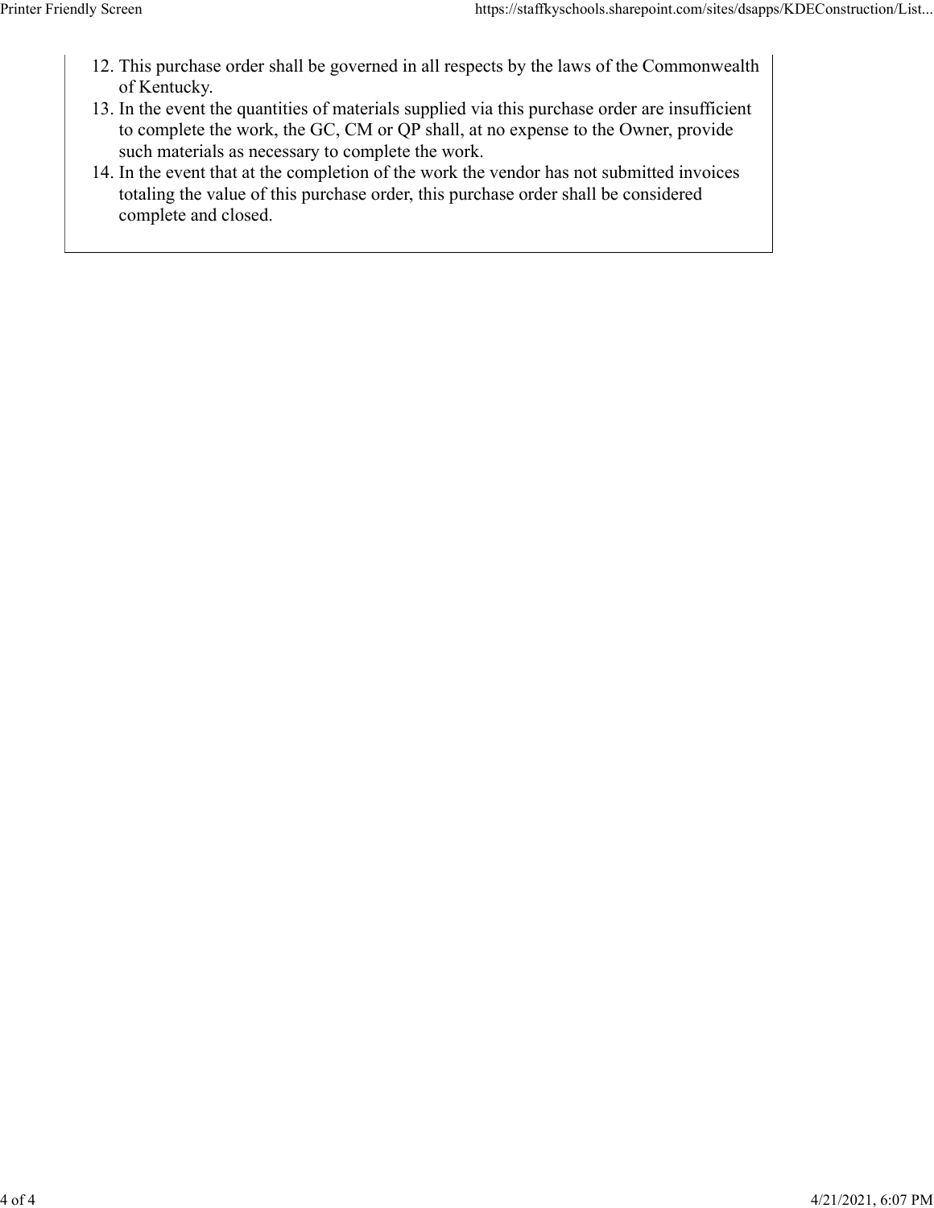12. This purchase order shall be governed in all respects by the laws of the Commonwealth of Kentucky.
13. In the event the quantities of materials supplied via this purchase order are insufficient to complete the work, the GC, CM or QP shall, at no expense to the Owner, provide such materials as necessary to complete the work.
14. In the event that at the completion of the work the vendor has not submitted invoices totaling the value of this purchase order, this purchase order shall be considered complete and closed.